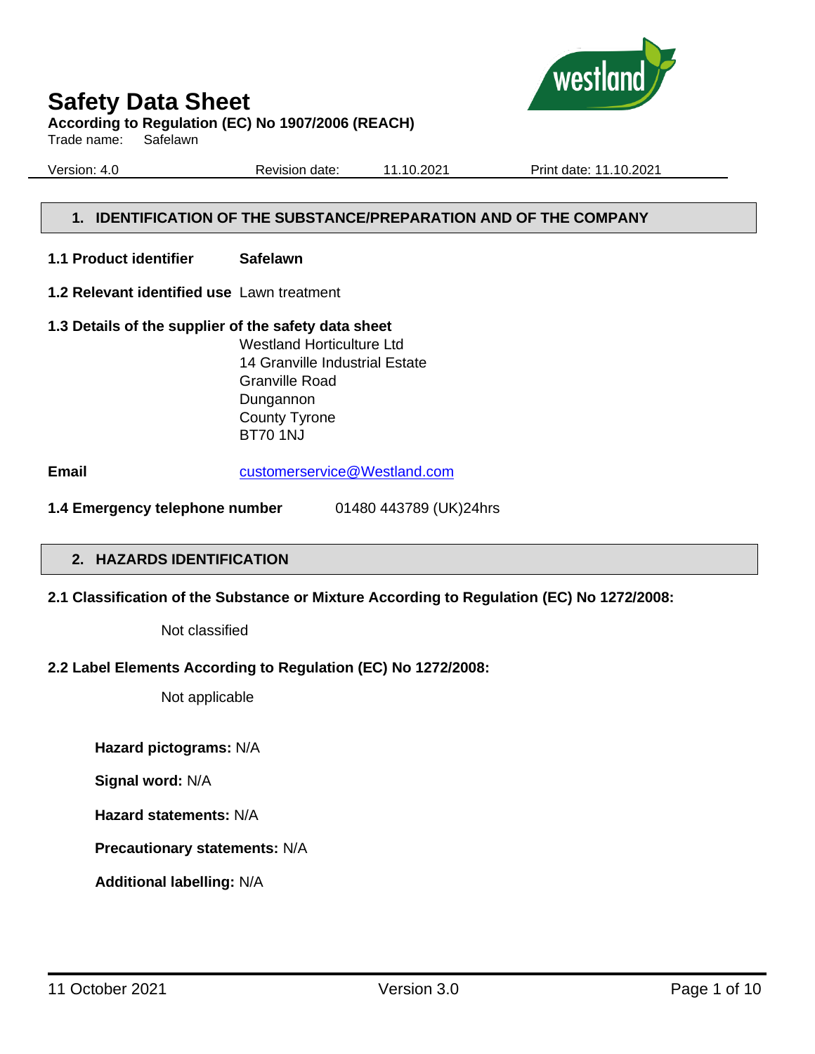# Safety Data Sheet

**According to Regulation (EC) No 1907/2006 (REACH)**

Trade name: Safelawn

Version: 4.0 | Revision date: 11.10.2021 | Print date: 11.10.2021

## 1. IDENTIFICATION OF THE SUBSTANCE/PREPARATION AND OF THE COMPANY

**1.1 Product identifier** **Safelawn**

**1.2 Relevant identified use** Lawn treatment

**1.3 Details of the supplier of the safety data sheet**

Westland Horticulture Ltd
14 Granville Industrial Estate
Granville Road
Dungannon
County Tyrone
BT70 1NJ

**Email** customerservice@Westland.com

**1.4 Emergency telephone number** 01480 443789 (UK)24hrs

## 2. HAZARDS IDENTIFICATION

**2.1 Classification of the Substance or Mixture According to Regulation (EC) No 1272/2008:**

Not classified

**2.2 Label Elements According to Regulation (EC) No 1272/2008:**

Not applicable

**Hazard pictograms:** N/A

**Signal word:** N/A

**Hazard statements:** N/A

**Precautionary statements:** N/A

**Additional labelling:** N/A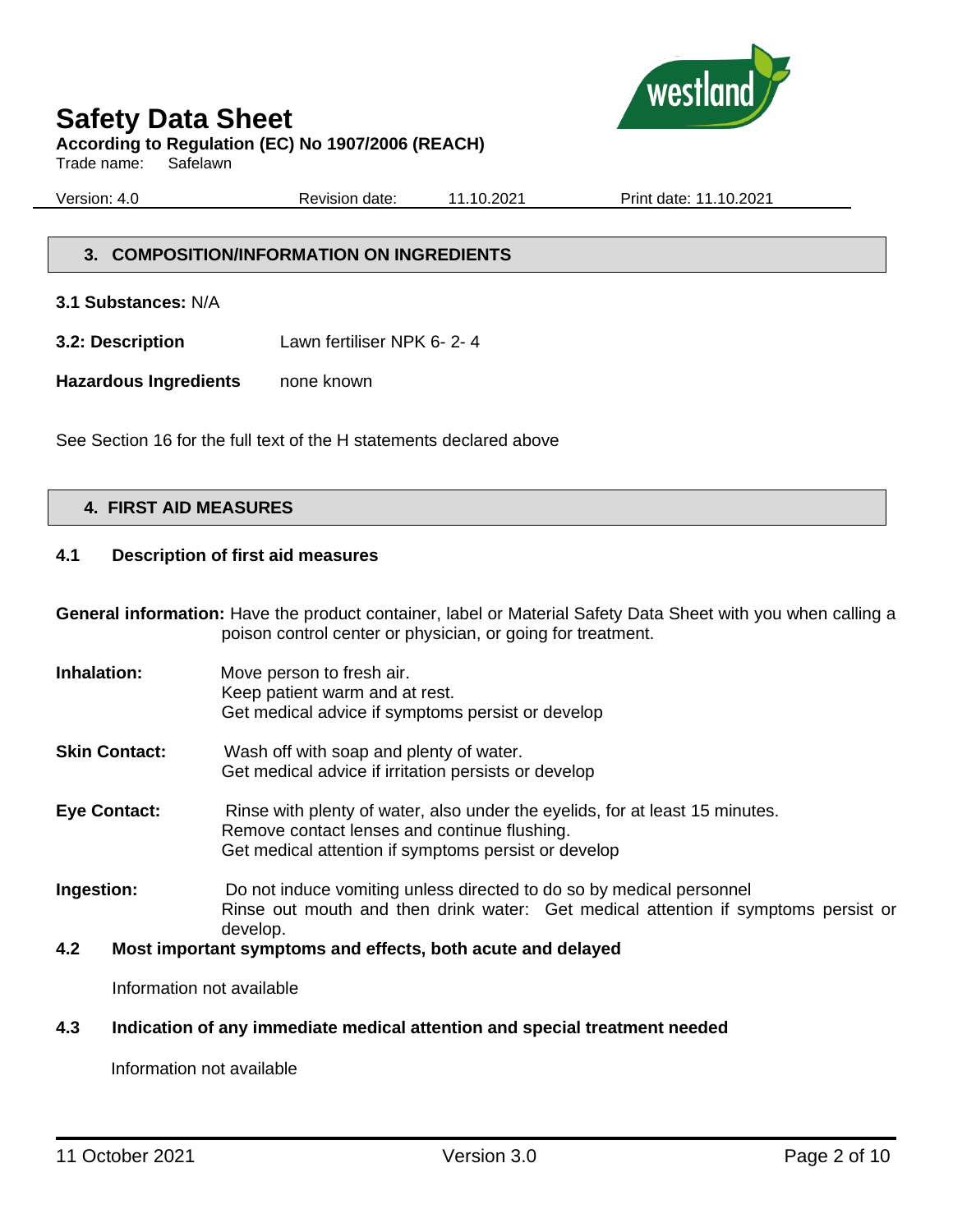## 3. COMPOSITION/INFORMATION ON INGREDIENTS

**3.1 Substances:** N/A

**3.2: Description** Lawn fertiliser NPK 6- 2- 4

**Hazardous Ingredients** none known

See Section 16 for the full text of the H statements declared above

## 4. FIRST AID MEASURES

### 4.1 Description of first aid measures

**General information:** Have the product container, label or Material Safety Data Sheet with you when calling a poison control center or physician, or going for treatment.

**Inhalation:** Move person to fresh air.
Keep patient warm and at rest.
Get medical advice if symptoms persist or develop

**Skin Contact:** Wash off with soap and plenty of water.
Get medical advice if irritation persists or develop

**Eye Contact:** Rinse with plenty of water, also under the eyelids, for at least 15 minutes.
Remove contact lenses and continue flushing.
Get medical attention if symptoms persist or develop

**Ingestion:** Do not induce vomiting unless directed to do so by medical personnel
Rinse out mouth and then drink water: Get medical attention if symptoms persist or develop.

### 4.2 Most important symptoms and effects, both acute and delayed

Information not available

### 4.3 Indication of any immediate medical attention and special treatment needed

Information not available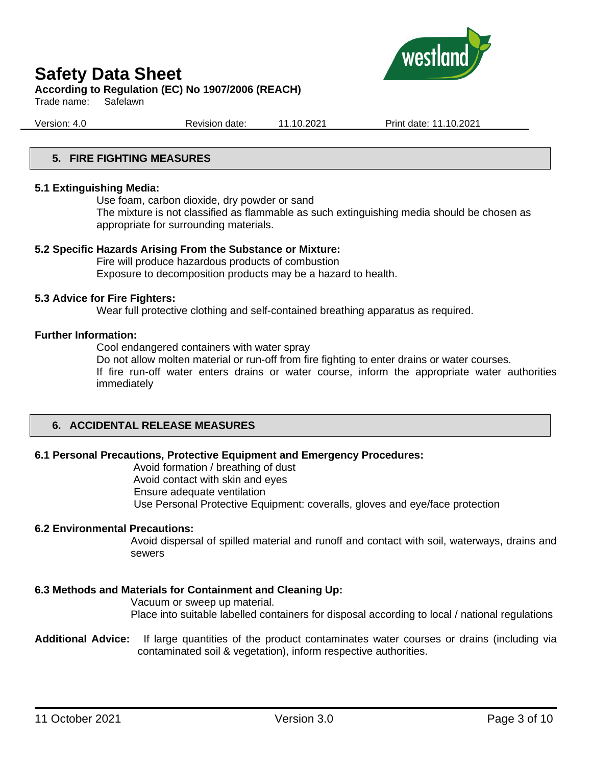## 5. FIRE FIGHTING MEASURES

**5.1 Extinguishing Media:**

Use foam, carbon dioxide, dry powder or sand
The mixture is not classified as flammable as such extinguishing media should be chosen as appropriate for surrounding materials.

**5.2 Specific Hazards Arising From the Substance or Mixture:**

Fire will produce hazardous products of combustion
Exposure to decomposition products may be a hazard to health.

**5.3 Advice for Fire Fighters:**

Wear full protective clothing and self-contained breathing apparatus as required.

**Further Information:**

Cool endangered containers with water spray
Do not allow molten material or run-off from fire fighting to enter drains or water courses.
If fire run-off water enters drains or water course, inform the appropriate water authorities immediately

## 6. ACCIDENTAL RELEASE MEASURES

**6.1 Personal Precautions, Protective Equipment and Emergency Procedures:**

Avoid formation / breathing of dust
Avoid contact with skin and eyes
Ensure adequate ventilation
Use Personal Protective Equipment: coveralls, gloves and eye/face protection

**6.2 Environmental Precautions:**

Avoid dispersal of spilled material and runoff and contact with soil, waterways, drains and sewers

**6.3 Methods and Materials for Containment and Cleaning Up:**

Vacuum or sweep up material.
Place into suitable labelled containers for disposal according to local / national regulations

**Additional Advice:** If large quantities of the product contaminates water courses or drains (including via contaminated soil & vegetation), inform respective authorities.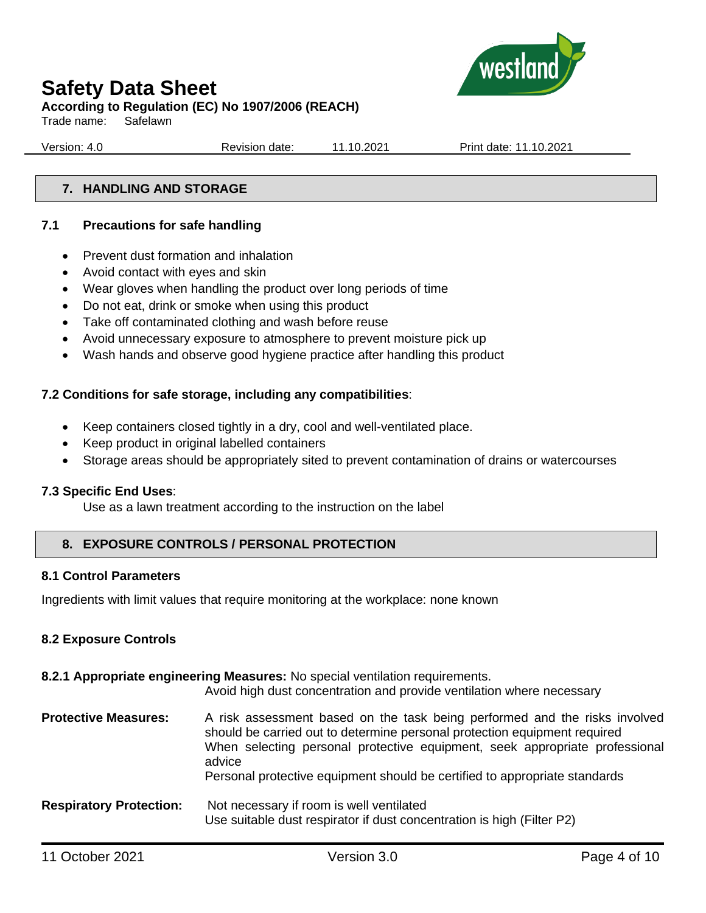## 7. HANDLING AND STORAGE

### 7.1 Precautions for safe handling

- Prevent dust formation and inhalation
- Avoid contact with eyes and skin
- Wear gloves when handling the product over long periods of time
- Do not eat, drink or smoke when using this product
- Take off contaminated clothing and wash before reuse
- Avoid unnecessary exposure to atmosphere to prevent moisture pick up
- Wash hands and observe good hygiene practice after handling this product

### 7.2 Conditions for safe storage, including any compatibilities:

- Keep containers closed tightly in a dry, cool and well-ventilated place.
- Keep product in original labelled containers
- Storage areas should be appropriately sited to prevent contamination of drains or watercourses

### 7.3 Specific End Uses:

Use as a lawn treatment according to the instruction on the label

## 8. EXPOSURE CONTROLS / PERSONAL PROTECTION

### 8.1 Control Parameters

Ingredients with limit values that require monitoring at the workplace: none known

### 8.2 Exposure Controls

**8.2.1 Appropriate engineering Measures:** No special ventilation requirements.
Avoid high dust concentration and provide ventilation where necessary

**Protective Measures:** A risk assessment based on the task being performed and the risks involved should be carried out to determine personal protection equipment required
When selecting personal protective equipment, seek appropriate professional advice
Personal protective equipment should be certified to appropriate standards

**Respiratory Protection:** Not necessary if room is well ventilated
Use suitable dust respirator if dust concentration is high (Filter P2)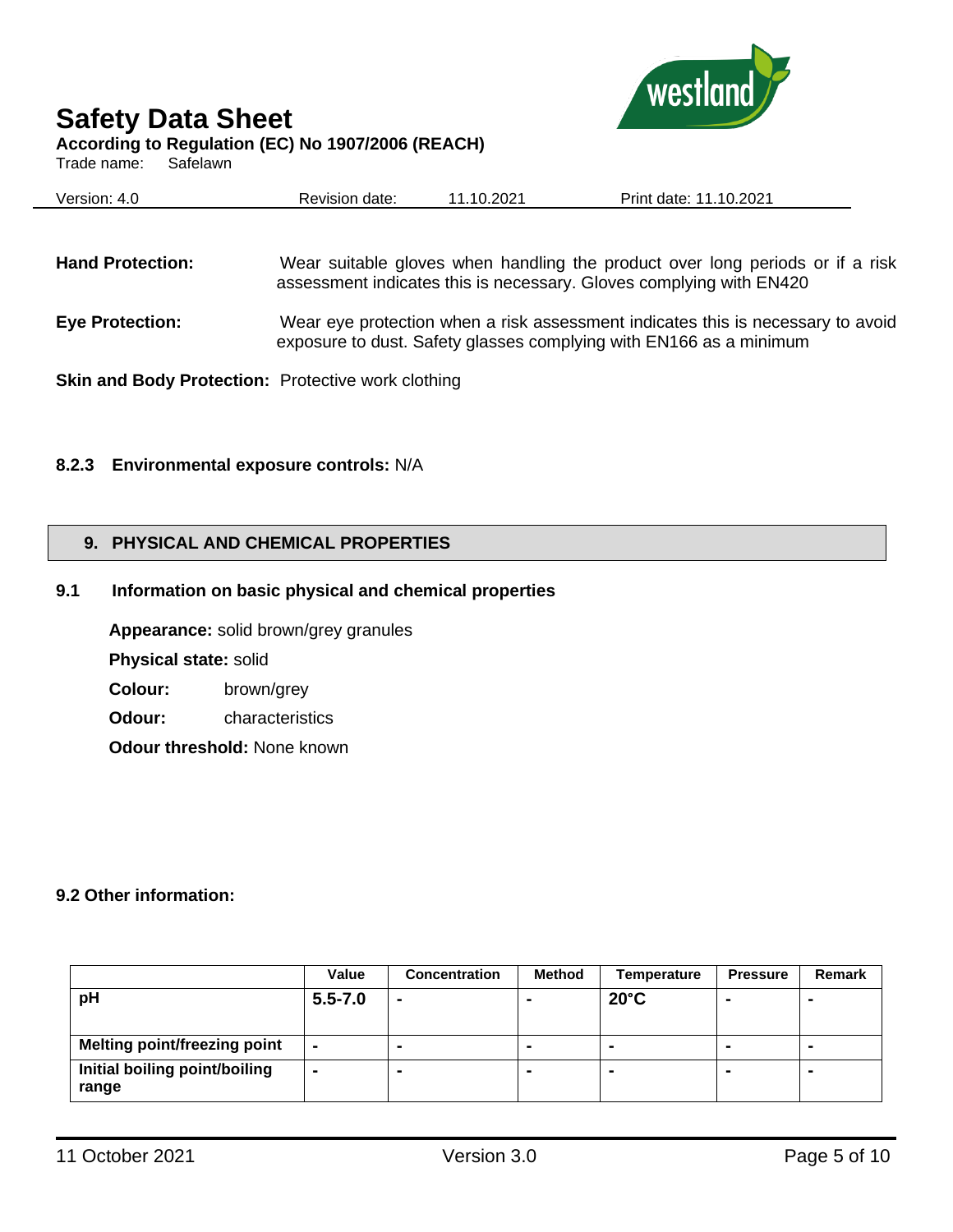**Hand Protection:** Wear suitable gloves when handling the product over long periods or if a risk assessment indicates this is necessary. Gloves complying with EN420

**Eye Protection:** Wear eye protection when a risk assessment indicates this is necessary to avoid exposure to dust. Safety glasses complying with EN166 as a minimum

**Skin and Body Protection:** Protective work clothing

**8.2.3 Environmental exposure controls:** N/A

## 9. PHYSICAL AND CHEMICAL PROPERTIES

### 9.1 Information on basic physical and chemical properties

**Appearance:** solid brown/grey granules

**Physical state:** solid

**Colour:** brown/grey

**Odour:** characteristics

**Odour threshold:** None known

### 9.2 Other information:

| | Value | Concentration | Method | Temperature | Pressure | Remark |
|---|---|---|---|---|---|---|
| **pH** | **5.5-7.0** | - | - | **20°C** | - | - |
| **Melting point/freezing point** | - | - | - | - | - | - |
| **Initial boiling point/boiling range** | - | - | - | - | - | - |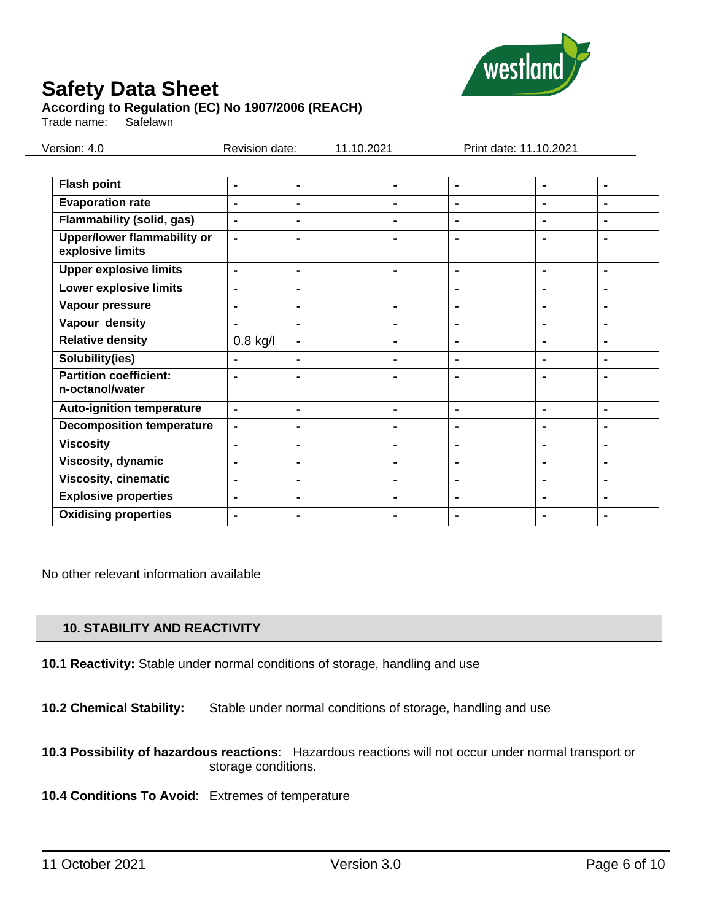| Flash point | - | - | - | - | - | - |
|---|---|---|---|---|---|---|
| Evaporation rate | - | - | - | - | - | - |
| Flammability (solid, gas) | - | - | - | - | - | - |
| Upper/lower flammability or explosive limits | - | - | - | - | - | - |
| Upper explosive limits | - | - | - | - | - | - |
| Lower explosive limits | - | - | | - | - | - |
| Vapour pressure | - | - | - | - | - | - |
| Vapour density | - | - | - | - | - | - |
| Relative density | 0.8 kg/l | - | - | - | - | - |
| Solubility(ies) | - | - | - | - | - | - |
| Partition coefficient: n-octanol/water | - | - | - | - | - | - |
| Auto-ignition temperature | - | - | - | - | - | - |
| Decomposition temperature | - | - | - | - | - | - |
| Viscosity | - | - | - | - | - | - |
| Viscosity, dynamic | - | - | - | - | - | - |
| Viscosity, cinematic | - | - | - | - | - | - |
| Explosive properties | - | - | - | - | - | - |
| Oxidising properties | - | - | - | - | - | - |

No other relevant information available

## 10. STABILITY AND REACTIVITY

**10.1 Reactivity:** Stable under normal conditions of storage, handling and use

**10.2 Chemical Stability:** Stable under normal conditions of storage, handling and use

**10.3 Possibility of hazardous reactions**: Hazardous reactions will not occur under normal transport or storage conditions.

**10.4 Conditions To Avoid**: Extremes of temperature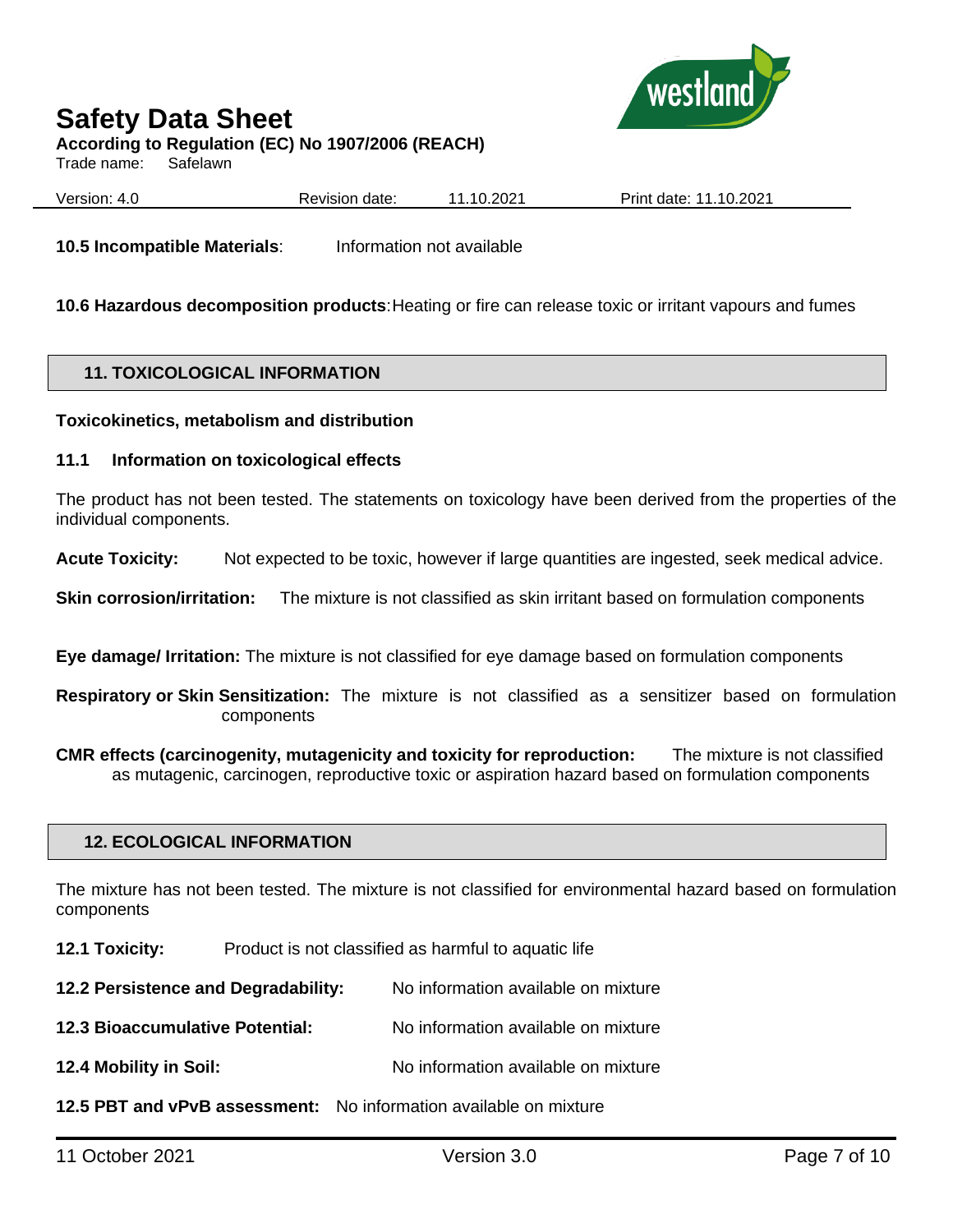**10.5 Incompatible Materials**: Information not available

**10.6 Hazardous decomposition products**: Heating or fire can release toxic or irritant vapours and fumes

## 11. TOXICOLOGICAL INFORMATION

**Toxicokinetics, metabolism and distribution**

### 11.1 Information on toxicological effects

The product has not been tested. The statements on toxicology have been derived from the properties of the individual components.

**Acute Toxicity:** Not expected to be toxic, however if large quantities are ingested, seek medical advice.

**Skin corrosion/irritation:** The mixture is not classified as skin irritant based on formulation components

**Eye damage/ Irritation:** The mixture is not classified for eye damage based on formulation components

**Respiratory or Skin Sensitization:** The mixture is not classified as a sensitizer based on formulation components

**CMR effects (carcinogenity, mutagenicity and toxicity for reproduction:** The mixture is not classified as mutagenic, carcinogen, reproductive toxic or aspiration hazard based on formulation components

## 12. ECOLOGICAL INFORMATION

The mixture has not been tested. The mixture is not classified for environmental hazard based on formulation components

**12.1 Toxicity:** Product is not classified as harmful to aquatic life

**12.2 Persistence and Degradability:** No information available on mixture

**12.3 Bioaccumulative Potential:** No information available on mixture

**12.4 Mobility in Soil:** No information available on mixture

**12.5 PBT and vPvB assessment:** No information available on mixture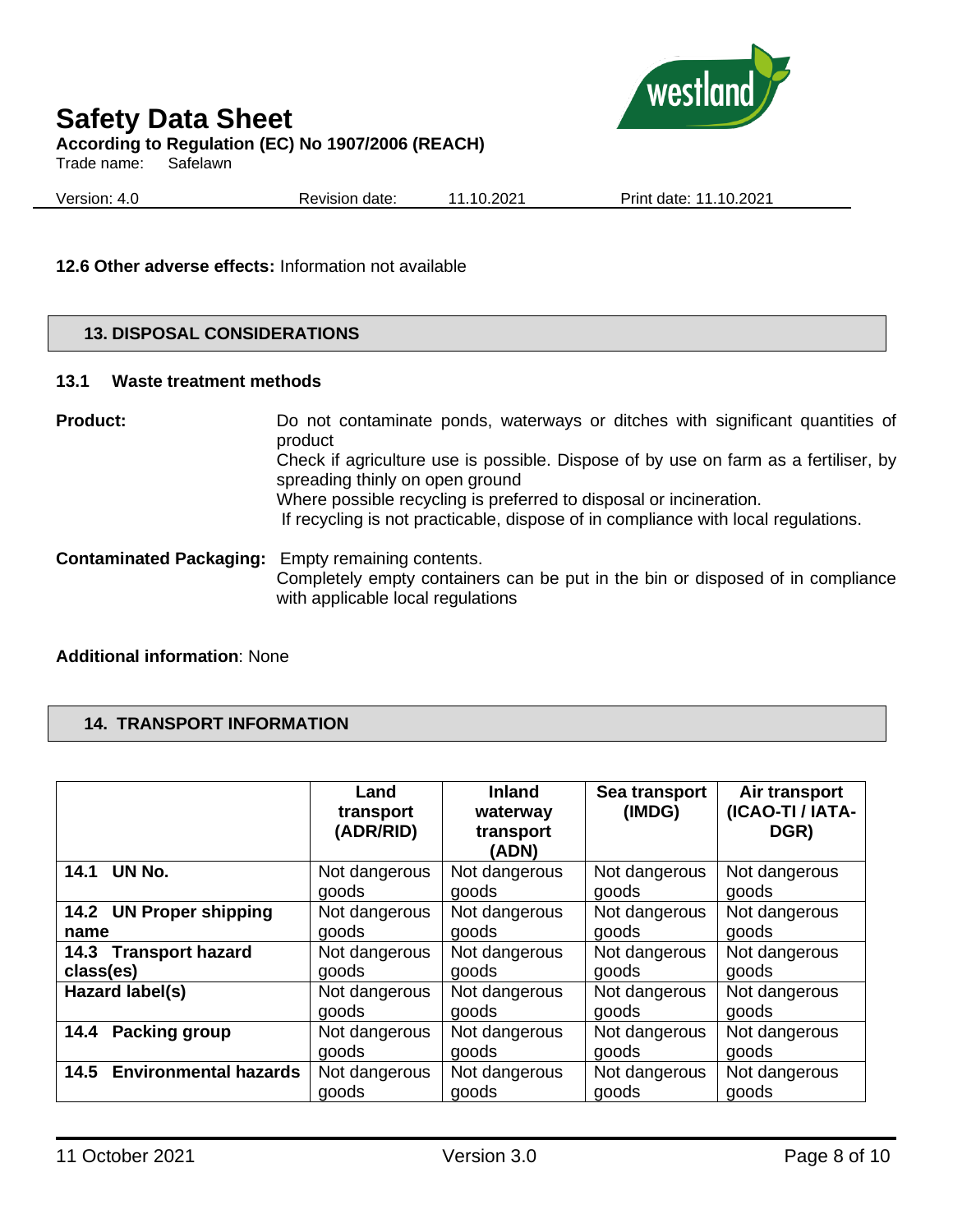**12.6 Other adverse effects:** Information not available

## 13. DISPOSAL CONSIDERATIONS

### 13.1 Waste treatment methods

**Product:** Do not contaminate ponds, waterways or ditches with significant quantities of product
Check if agriculture use is possible. Dispose of by use on farm as a fertiliser, by spreading thinly on open ground
Where possible recycling is preferred to disposal or incineration.
If recycling is not practicable, dispose of in compliance with local regulations.

**Contaminated Packaging:** Empty remaining contents.
Completely empty containers can be put in the bin or disposed of in compliance with applicable local regulations

**Additional information**: None

## 14. TRANSPORT INFORMATION

| | Land transport (ADR/RID) | Inland waterway transport (ADN) | Sea transport (IMDG) | Air transport (ICAO-TI / IATA-DGR) |
|---|---|---|---|---|
| **14.1 UN No.** | Not dangerous goods | Not dangerous goods | Not dangerous goods | Not dangerous goods |
| **14.2 UN Proper shipping name** | Not dangerous goods | Not dangerous goods | Not dangerous goods | Not dangerous goods |
| **14.3 Transport hazard class(es)** | Not dangerous goods | Not dangerous goods | Not dangerous goods | Not dangerous goods |
| **Hazard label(s)** | Not dangerous goods | Not dangerous goods | Not dangerous goods | Not dangerous goods |
| **14.4 Packing group** | Not dangerous goods | Not dangerous goods | Not dangerous goods | Not dangerous goods |
| **14.5 Environmental hazards** | Not dangerous goods | Not dangerous goods | Not dangerous goods | Not dangerous goods |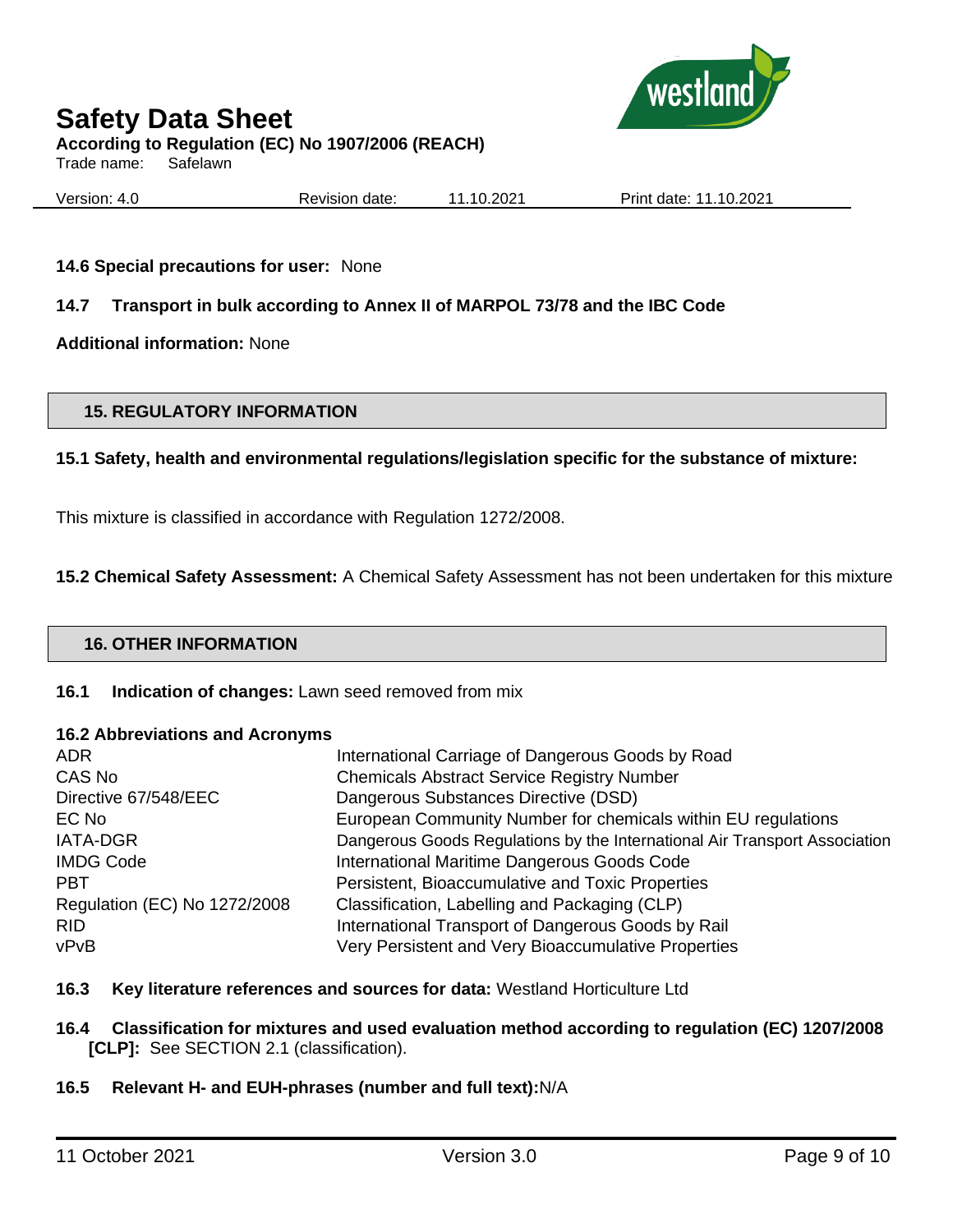**14.6 Special precautions for user:** None

**14.7 Transport in bulk according to Annex II of MARPOL 73/78 and the IBC Code**

**Additional information:** None

## 15. REGULATORY INFORMATION

**15.1 Safety, health and environmental regulations/legislation specific for the substance of mixture:**

This mixture is classified in accordance with Regulation 1272/2008.

**15.2 Chemical Safety Assessment:** A Chemical Safety Assessment has not been undertaken for this mixture

## 16. OTHER INFORMATION

**16.1 Indication of changes:** Lawn seed removed from mix

**16.2 Abbreviations and Acronyms**

| | |
|---|---|
| ADR | International Carriage of Dangerous Goods by Road |
| CAS No | Chemicals Abstract Service Registry Number |
| Directive 67/548/EEC | Dangerous Substances Directive (DSD) |
| EC No | European Community Number for chemicals within EU regulations |
| IATA-DGR | Dangerous Goods Regulations by the International Air Transport Association |
| IMDG Code | International Maritime Dangerous Goods Code |
| PBT | Persistent, Bioaccumulative and Toxic Properties |
| Regulation (EC) No 1272/2008 | Classification, Labelling and Packaging (CLP) |
| RID | International Transport of Dangerous Goods by Rail |
| vPvB | Very Persistent and Very Bioaccumulative Properties |

**16.3 Key literature references and sources for data:** Westland Horticulture Ltd

**16.4 Classification for mixtures and used evaluation method according to regulation (EC) 1207/2008 [CLP]:** See SECTION 2.1 (classification).

**16.5 Relevant H- and EUH-phrases (number and full text):**N/A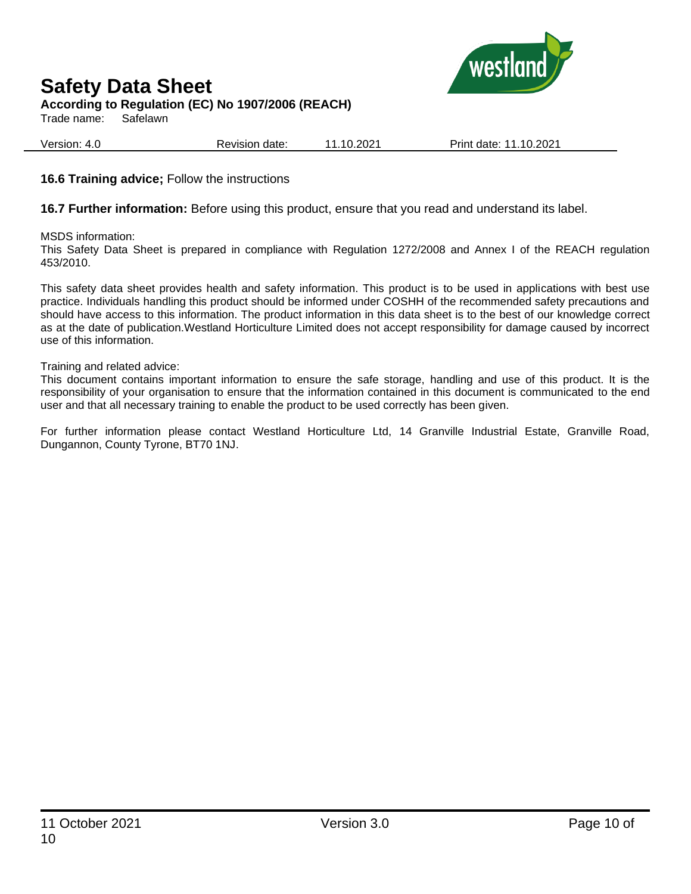**16.6 Training advice;** Follow the instructions

**16.7 Further information:** Before using this product, ensure that you read and understand its label.

MSDS information:
This Safety Data Sheet is prepared in compliance with Regulation 1272/2008 and Annex I of the REACH regulation 453/2010.

This safety data sheet provides health and safety information. This product is to be used in applications with best use practice. Individuals handling this product should be informed under COSHH of the recommended safety precautions and should have access to this information. The product information in this data sheet is to the best of our knowledge correct as at the date of publication.Westland Horticulture Limited does not accept responsibility for damage caused by incorrect use of this information.

Training and related advice:
This document contains important information to ensure the safe storage, handling and use of this product. It is the responsibility of your organisation to ensure that the information contained in this document is communicated to the end user and that all necessary training to enable the product to be used correctly has been given.

For further information please contact Westland Horticulture Ltd, 14 Granville Industrial Estate, Granville Road, Dungannon, County Tyrone, BT70 1NJ.